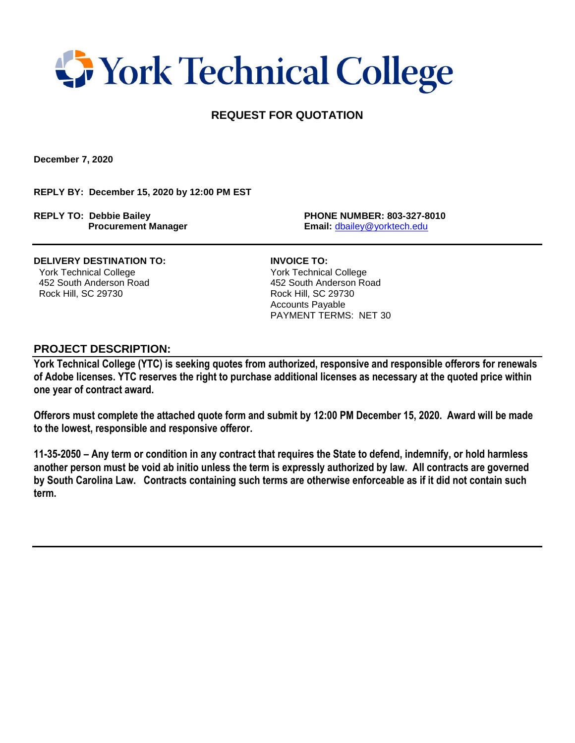# York Technical College

## REQUEST FOR QUOTATION

**December 7, 2020**

**REPLY BY: December 15, 2020 by 12:00 PM EST**

**REPLY TO: Debbie Bailey**
**Procurement Manager**

**PHONE NUMBER: 803-327-8010**
**Email:** dbailey@yorktech.edu

---

**DELIVERY DESTINATION TO:**
York Technical College
452 South Anderson Road
Rock Hill, SC 29730

**INVOICE TO:**
York Technical College
452 South Anderson Road
Rock Hill, SC 29730
Accounts Payable
PAYMENT TERMS: NET 30

## PROJECT DESCRIPTION:

**York Technical College (YTC) is seeking quotes from authorized, responsive and responsible offerors for renewals of Adobe licenses. YTC reserves the right to purchase additional licenses as necessary at the quoted price within one year of contract award.**

**Offerors must complete the attached quote form and submit by 12:00 PM December 15, 2020. Award will be made to the lowest, responsible and responsive offeror.**

**11-35-2050 – Any term or condition in any contract that requires the State to defend, indemnify, or hold harmless another person must be void ab initio unless the term is expressly authorized by law. All contracts are governed by South Carolina Law. Contracts containing such terms are otherwise enforceable as if it did not contain such term.**

---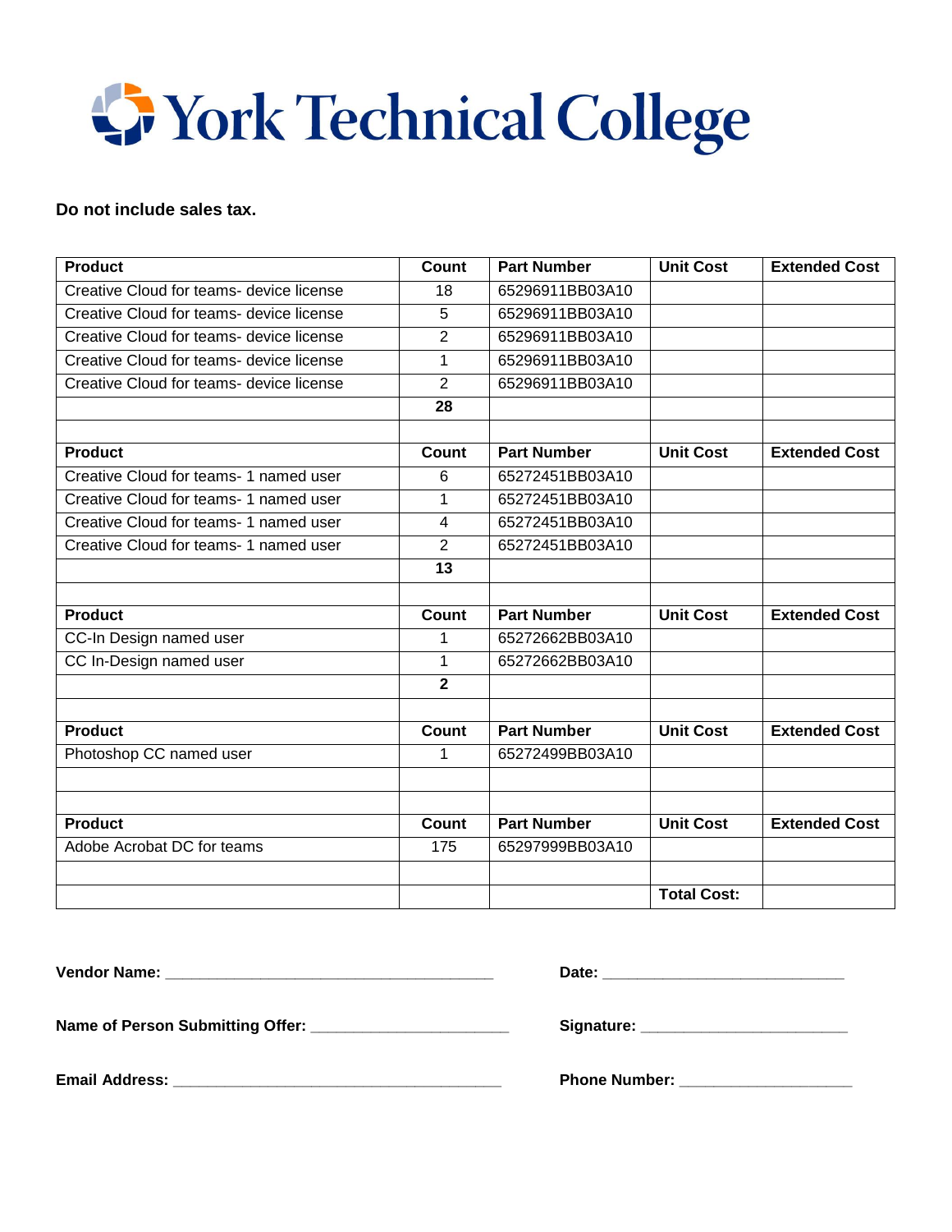# York Technical College

**Do not include sales tax.**

| Product | Count | Part Number | Unit Cost | Extended Cost |
|---|---|---|---|---|
| Creative Cloud for teams- device license | 18 | 65296911BB03A10 | | |
| Creative Cloud for teams- device license | 5 | 65296911BB03A10 | | |
| Creative Cloud for teams- device license | 2 | 65296911BB03A10 | | |
| Creative Cloud for teams- device license | 1 | 65296911BB03A10 | | |
| Creative Cloud for teams- device license | 2 | 65296911BB03A10 | | |
| | **28** | | | |
| | | | | |
| **Product** | **Count** | **Part Number** | **Unit Cost** | **Extended Cost** |
| Creative Cloud for teams- 1 named user | 6 | 65272451BB03A10 | | |
| Creative Cloud for teams- 1 named user | 1 | 65272451BB03A10 | | |
| Creative Cloud for teams- 1 named user | 4 | 65272451BB03A10 | | |
| Creative Cloud for teams- 1 named user | 2 | 65272451BB03A10 | | |
| | **13** | | | |
| | | | | |
| **Product** | **Count** | **Part Number** | **Unit Cost** | **Extended Cost** |
| CC-In Design named user | 1 | 65272662BB03A10 | | |
| CC In-Design named user | 1 | 65272662BB03A10 | | |
| | **2** | | | |
| | | | | |
| **Product** | **Count** | **Part Number** | **Unit Cost** | **Extended Cost** |
| Photoshop CC named user | 1 | 65272499BB03A10 | | |
| | | | | |
| | | | | |
| **Product** | **Count** | **Part Number** | **Unit Cost** | **Extended Cost** |
| Adobe Acrobat DC for teams | 175 | 65297999BB03A10 | | |
| | | | | |
| | | | **Total Cost:** | |

**Vendor Name:** ________________________________________ **Date:** ____________________________

**Name of Person Submitting Offer:** ________________________ **Signature:** ________________________

**Email Address:** ________________________________________ **Phone Number:** ____________________